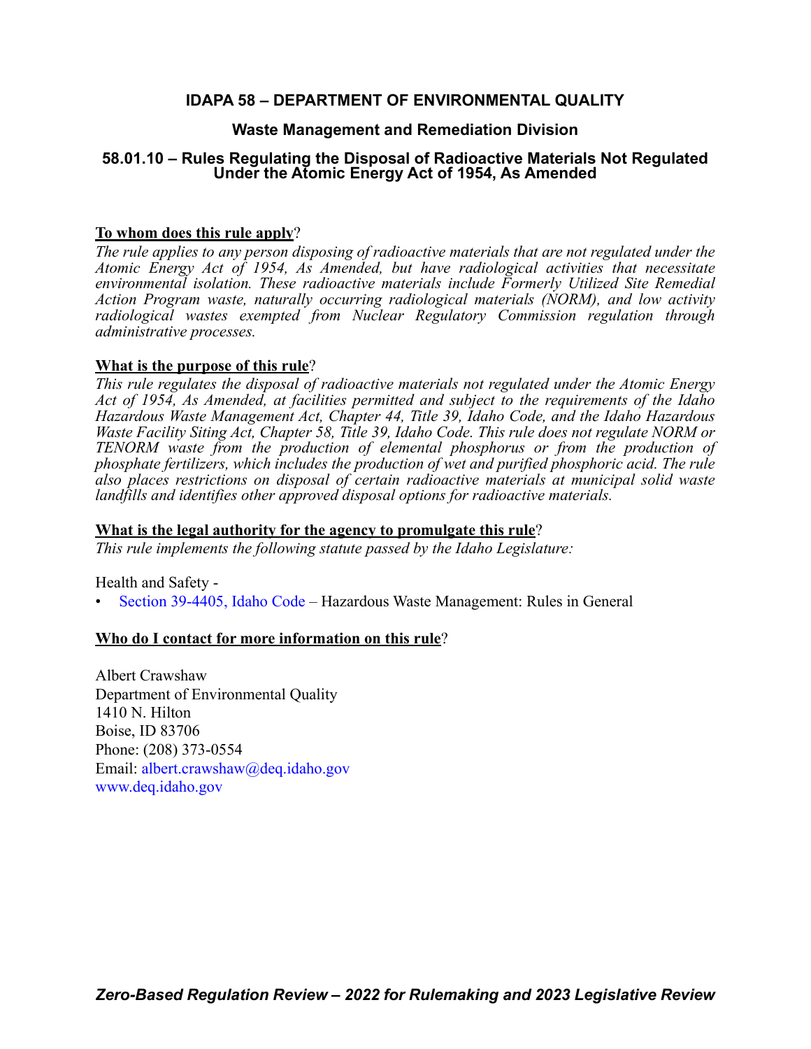# IDAPA 58 – DEPARTMENT OF ENVIRONMENTAL QUALITY

## Waste Management and Remediation Division

## 58.01.10 – Rules Regulating the Disposal of Radioactive Materials Not Regulated Under the Atomic Energy Act of 1954, As Amended

**To whom does this rule apply?**

*The rule applies to any person disposing of radioactive materials that are not regulated under the Atomic Energy Act of 1954, As Amended, but have radiological activities that necessitate environmental isolation. These radioactive materials include Formerly Utilized Site Remedial Action Program waste, naturally occurring radiological materials (NORM), and low activity radiological wastes exempted from Nuclear Regulatory Commission regulation through administrative processes.*

**What is the purpose of this rule?**

*This rule regulates the disposal of radioactive materials not regulated under the Atomic Energy Act of 1954, As Amended, at facilities permitted and subject to the requirements of the Idaho Hazardous Waste Management Act, Chapter 44, Title 39, Idaho Code, and the Idaho Hazardous Waste Facility Siting Act, Chapter 58, Title 39, Idaho Code. This rule does not regulate NORM or TENORM waste from the production of elemental phosphorus or from the production of phosphate fertilizers, which includes the production of wet and purified phosphoric acid. The rule also places restrictions on disposal of certain radioactive materials at municipal solid waste landfills and identifies other approved disposal options for radioactive materials.*

**What is the legal authority for the agency to promulgate this rule?**

*This rule implements the following statute passed by the Idaho Legislature:*

Health and Safety -

- Section 39-4405, Idaho Code – Hazardous Waste Management: Rules in General

**Who do I contact for more information on this rule?**

Albert Crawshaw
Department of Environmental Quality
1410 N. Hilton
Boise, ID 83706
Phone: (208) 373-0554
Email: albert.crawshaw@deq.idaho.gov
www.deq.idaho.gov

***Zero-Based Regulation Review – 2022 for Rulemaking and 2023 Legislative Review***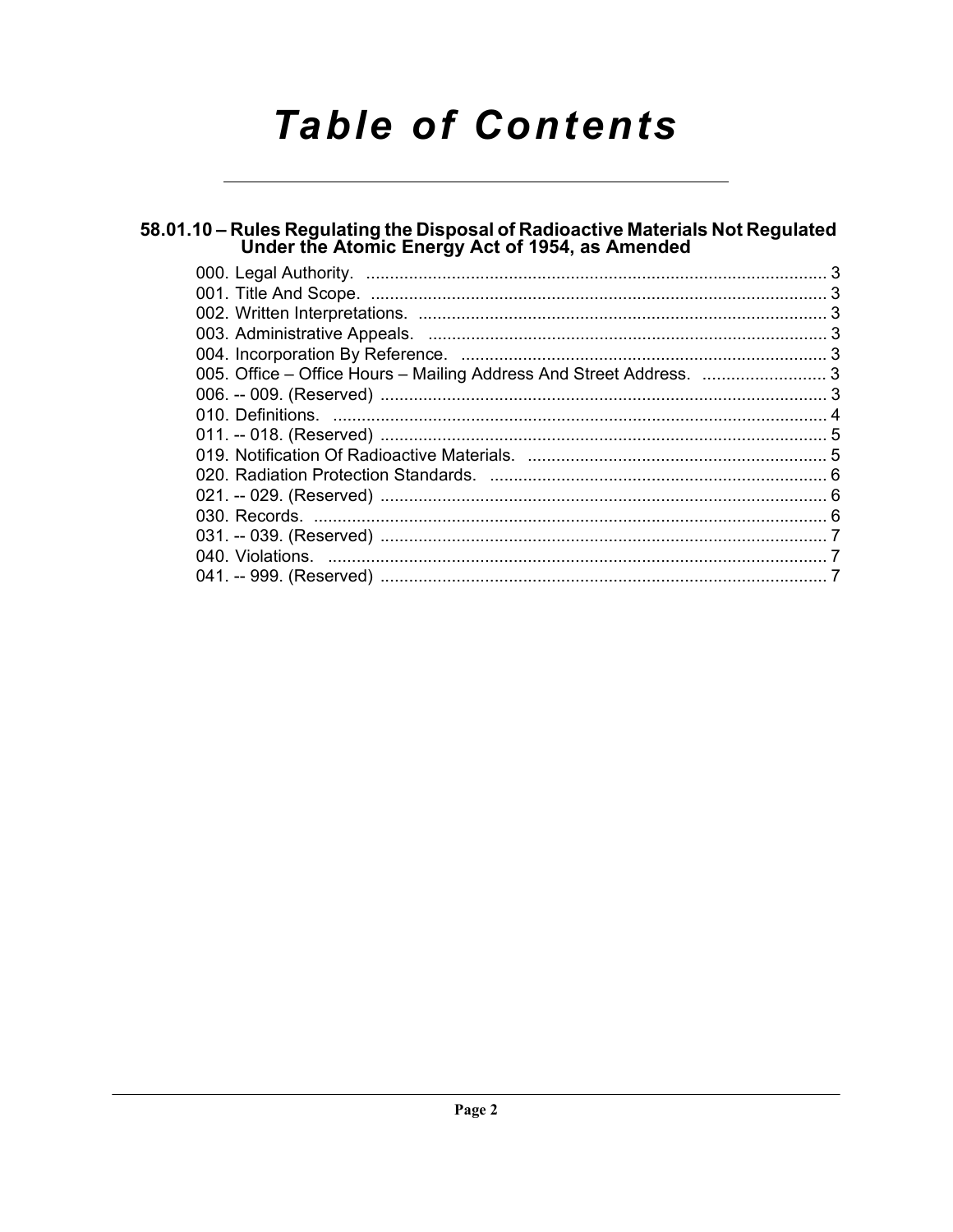# Table of Contents

## 58.01.10 – Rules Regulating the Disposal of Radioactive Materials Not Regulated Under the Atomic Energy Act of 1954, as Amended

000. Legal Authority. ................................................................................................. 3
001. Title And Scope. ................................................................................................. 3
002. Written Interpretations. ...................................................................................... 3
003. Administrative Appeals. .................................................................................... 3
004. Incorporation By Reference. ............................................................................. 3
005. Office – Office Hours – Mailing Address And Street Address. .......................... 3
006. -- 009. (Reserved) .............................................................................................. 3
010. Definitions. ........................................................................................................ 4
011. -- 018. (Reserved) .............................................................................................. 5
019. Notification Of Radioactive Materials. ................................................................ 5
020. Radiation Protection Standards. ........................................................................ 6
021. -- 029. (Reserved) .............................................................................................. 6
030. Records. ............................................................................................................ 6
031. -- 039. (Reserved) .............................................................................................. 7
040. Violations. .......................................................................................................... 7
041. -- 999. (Reserved) .............................................................................................. 7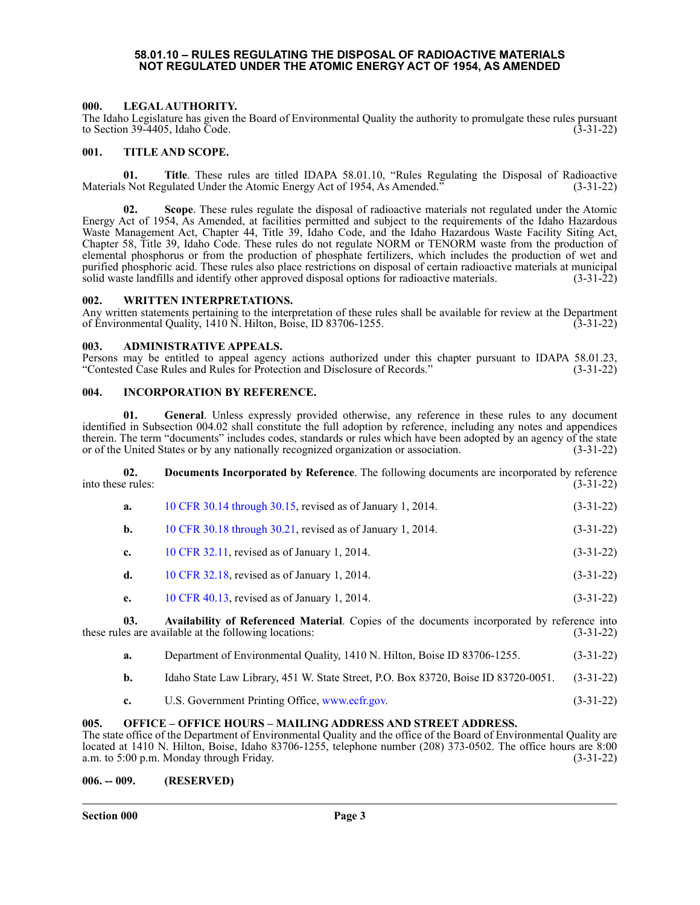# 58.01.10 – RULES REGULATING THE DISPOSAL OF RADIOACTIVE MATERIALS NOT REGULATED UNDER THE ATOMIC ENERGY ACT OF 1954, AS AMENDED

## 000. LEGAL AUTHORITY.

The Idaho Legislature has given the Board of Environmental Quality the authority to promulgate these rules pursuant to Section 39-4405, Idaho Code. (3-31-22)

## 001. TITLE AND SCOPE.

**01. Title**. These rules are titled IDAPA 58.01.10, "Rules Regulating the Disposal of Radioactive Materials Not Regulated Under the Atomic Energy Act of 1954, As Amended." (3-31-22)

**02. Scope**. These rules regulate the disposal of radioactive materials not regulated under the Atomic Energy Act of 1954, As Amended, at facilities permitted and subject to the requirements of the Idaho Hazardous Waste Management Act, Chapter 44, Title 39, Idaho Code, and the Idaho Hazardous Waste Facility Siting Act, Chapter 58, Title 39, Idaho Code. These rules do not regulate NORM or TENORM waste from the production of elemental phosphorus or from the production of phosphate fertilizers, which includes the production of wet and purified phosphoric acid. These rules also place restrictions on disposal of certain radioactive materials at municipal solid waste landfills and identify other approved disposal options for radioactive materials. (3-31-22)

## 002. WRITTEN INTERPRETATIONS.

Any written statements pertaining to the interpretation of these rules shall be available for review at the Department of Environmental Quality, 1410 N. Hilton, Boise, ID 83706-1255. (3-31-22)

## 003. ADMINISTRATIVE APPEALS.

Persons may be entitled to appeal agency actions authorized under this chapter pursuant to IDAPA 58.01.23, "Contested Case Rules and Rules for Protection and Disclosure of Records." (3-31-22)

## 004. INCORPORATION BY REFERENCE.

**01. General**. Unless expressly provided otherwise, any reference in these rules to any document identified in Subsection 004.02 shall constitute the full adoption by reference, including any notes and appendices therein. The term "documents" includes codes, standards or rules which have been adopted by an agency of the state or of the United States or by any nationally recognized organization or association. (3-31-22)

**02. Documents Incorporated by Reference**. The following documents are incorporated by reference into these rules: (3-31-22)

**a.** 10 CFR 30.14 through 30.15, revised as of January 1, 2014. (3-31-22)

**b.** 10 CFR 30.18 through 30.21, revised as of January 1, 2014. (3-31-22)

**c.** 10 CFR 32.11, revised as of January 1, 2014. (3-31-22)

**d.** 10 CFR 32.18, revised as of January 1, 2014. (3-31-22)

**e.** 10 CFR 40.13, revised as of January 1, 2014. (3-31-22)

**03. Availability of Referenced Material**. Copies of the documents incorporated by reference into these rules are available at the following locations: (3-31-22)

**a.** Department of Environmental Quality, 1410 N. Hilton, Boise ID 83706-1255. (3-31-22)

**b.** Idaho State Law Library, 451 W. State Street, P.O. Box 83720, Boise ID 83720-0051. (3-31-22)

**c.** U.S. Government Printing Office, www.ecfr.gov. (3-31-22)

## 005. OFFICE – OFFICE HOURS – MAILING ADDRESS AND STREET ADDRESS.

The state office of the Department of Environmental Quality and the office of the Board of Environmental Quality are located at 1410 N. Hilton, Boise, Idaho 83706-1255, telephone number (208) 373-0502. The office hours are 8:00 a.m. to 5:00 p.m. Monday through Friday. (3-31-22)

## 006. -- 009. (RESERVED)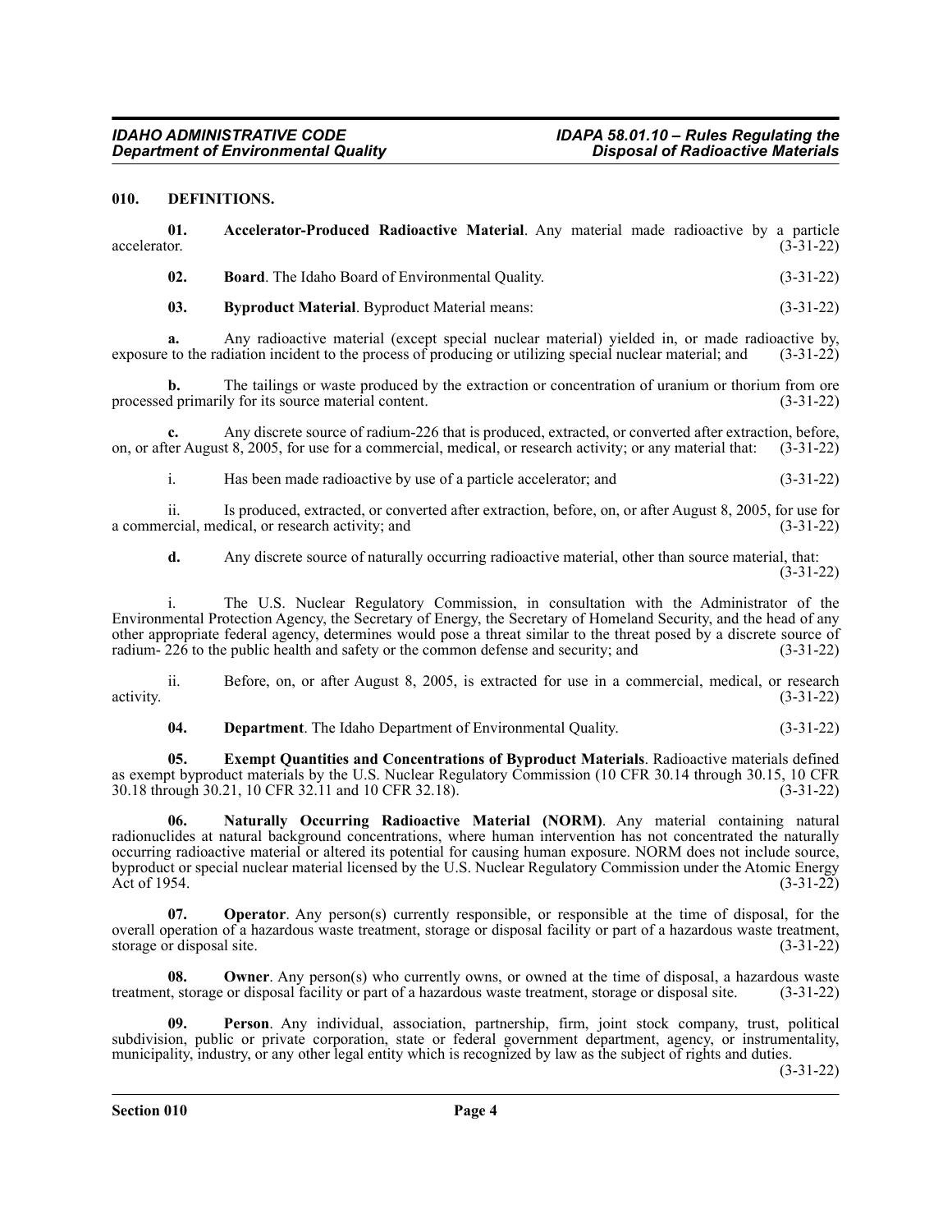## 010. DEFINITIONS.

**01. Accelerator-Produced Radioactive Material**. Any material made radioactive by a particle accelerator. (3-31-22)

**02. Board**. The Idaho Board of Environmental Quality. (3-31-22)

**03. Byproduct Material**. Byproduct Material means: (3-31-22)

**a.** Any radioactive material (except special nuclear material) yielded in, or made radioactive by, exposure to the radiation incident to the process of producing or utilizing special nuclear material; and (3-31-22)

**b.** The tailings or waste produced by the extraction or concentration of uranium or thorium from ore processed primarily for its source material content. (3-31-22)

**c.** Any discrete source of radium-226 that is produced, extracted, or converted after extraction, before, on, or after August 8, 2005, for use for a commercial, medical, or research activity; or any material that: (3-31-22)

i. Has been made radioactive by use of a particle accelerator; and (3-31-22)

ii. Is produced, extracted, or converted after extraction, before, on, or after August 8, 2005, for use for a commercial, medical, or research activity; and (3-31-22)

**d.** Any discrete source of naturally occurring radioactive material, other than source material, that: (3-31-22)

i. The U.S. Nuclear Regulatory Commission, in consultation with the Administrator of the Environmental Protection Agency, the Secretary of Energy, the Secretary of Homeland Security, and the head of any other appropriate federal agency, determines would pose a threat similar to the threat posed by a discrete source of radium- 226 to the public health and safety or the common defense and security; and (3-31-22)

ii. Before, on, or after August 8, 2005, is extracted for use in a commercial, medical, or research activity. (3-31-22)

**04. Department**. The Idaho Department of Environmental Quality. (3-31-22)

**05. Exempt Quantities and Concentrations of Byproduct Materials**. Radioactive materials defined as exempt byproduct materials by the U.S. Nuclear Regulatory Commission (10 CFR 30.14 through 30.15, 10 CFR 30.18 through 30.21, 10 CFR 32.11 and 10 CFR 32.18). (3-31-22)

**06. Naturally Occurring Radioactive Material (NORM)**. Any material containing natural radionuclides at natural background concentrations, where human intervention has not concentrated the naturally occurring radioactive material or altered its potential for causing human exposure. NORM does not include source, byproduct or special nuclear material licensed by the U.S. Nuclear Regulatory Commission under the Atomic Energy Act of 1954. (3-31-22)

**07. Operator**. Any person(s) currently responsible, or responsible at the time of disposal, for the overall operation of a hazardous waste treatment, storage or disposal facility or part of a hazardous waste treatment, storage or disposal site. (3-31-22)

**08. Owner**. Any person(s) who currently owns, or owned at the time of disposal, a hazardous waste treatment, storage or disposal facility or part of a hazardous waste treatment, storage or disposal site. (3-31-22)

**09. Person**. Any individual, association, partnership, firm, joint stock company, trust, political subdivision, public or private corporation, state or federal government department, agency, or instrumentality, municipality, industry, or any other legal entity which is recognized by law as the subject of rights and duties. (3-31-22)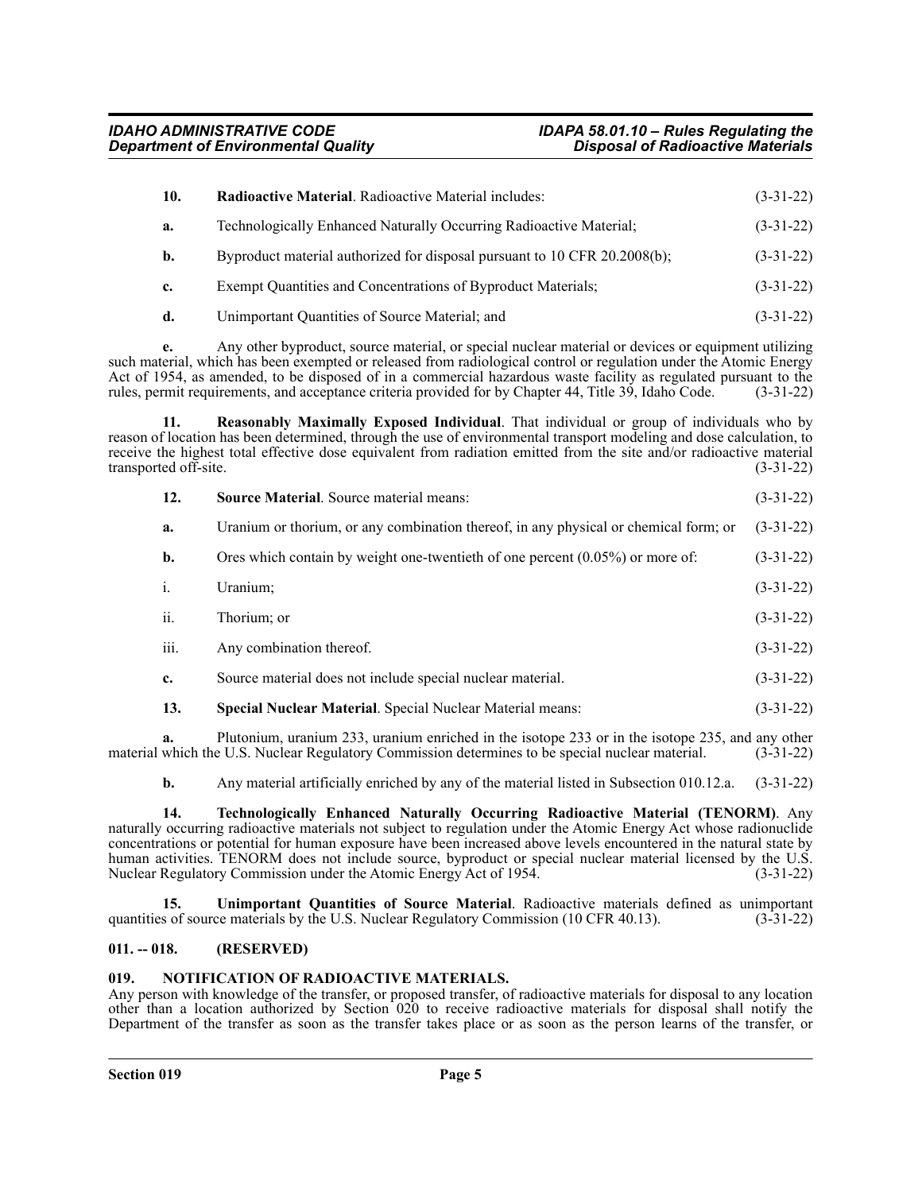**10. Radioactive Material**. Radioactive Material includes: (3-31-22)

**a.** Technologically Enhanced Naturally Occurring Radioactive Material; (3-31-22)

**b.** Byproduct material authorized for disposal pursuant to 10 CFR 20.2008(b); (3-31-22)

**c.** Exempt Quantities and Concentrations of Byproduct Materials; (3-31-22)

**d.** Unimportant Quantities of Source Material; and (3-31-22)

**e.** Any other byproduct, source material, or special nuclear material or devices or equipment utilizing such material, which has been exempted or released from radiological control or regulation under the Atomic Energy Act of 1954, as amended, to be disposed of in a commercial hazardous waste facility as regulated pursuant to the rules, permit requirements, and acceptance criteria provided for by Chapter 44, Title 39, Idaho Code. (3-31-22)

**11. Reasonably Maximally Exposed Individual**. That individual or group of individuals who by reason of location has been determined, through the use of environmental transport modeling and dose calculation, to receive the highest total effective dose equivalent from radiation emitted from the site and/or radioactive material transported off-site. (3-31-22)

**12. Source Material**. Source material means: (3-31-22)

**a.** Uranium or thorium, or any combination thereof, in any physical or chemical form; or (3-31-22)

**b.** Ores which contain by weight one-twentieth of one percent (0.05%) or more of: (3-31-22)

i. Uranium; (3-31-22)

ii. Thorium; or (3-31-22)

iii. Any combination thereof. (3-31-22)

**c.** Source material does not include special nuclear material. (3-31-22)

**13. Special Nuclear Material**. Special Nuclear Material means: (3-31-22)

**a.** Plutonium, uranium 233, uranium enriched in the isotope 233 or in the isotope 235, and any other material which the U.S. Nuclear Regulatory Commission determines to be special nuclear material. (3-31-22)

**b.** Any material artificially enriched by any of the material listed in Subsection 010.12.a. (3-31-22)

**14. Technologically Enhanced Naturally Occurring Radioactive Material (TENORM)**. Any naturally occurring radioactive materials not subject to regulation under the Atomic Energy Act whose radionuclide concentrations or potential for human exposure have been increased above levels encountered in the natural state by human activities. TENORM does not include source, byproduct or special nuclear material licensed by the U.S. Nuclear Regulatory Commission under the Atomic Energy Act of 1954. (3-31-22)

**15. Unimportant Quantities of Source Material**. Radioactive materials defined as unimportant quantities of source materials by the U.S. Nuclear Regulatory Commission (10 CFR 40.13). (3-31-22)

## 011. -- 018. (RESERVED)

## 019. NOTIFICATION OF RADIOACTIVE MATERIALS.

Any person with knowledge of the transfer, or proposed transfer, of radioactive materials for disposal to any location other than a location authorized by Section 020 to receive radioactive materials for disposal shall notify the Department of the transfer as soon as the transfer takes place or as soon as the person learns of the transfer, or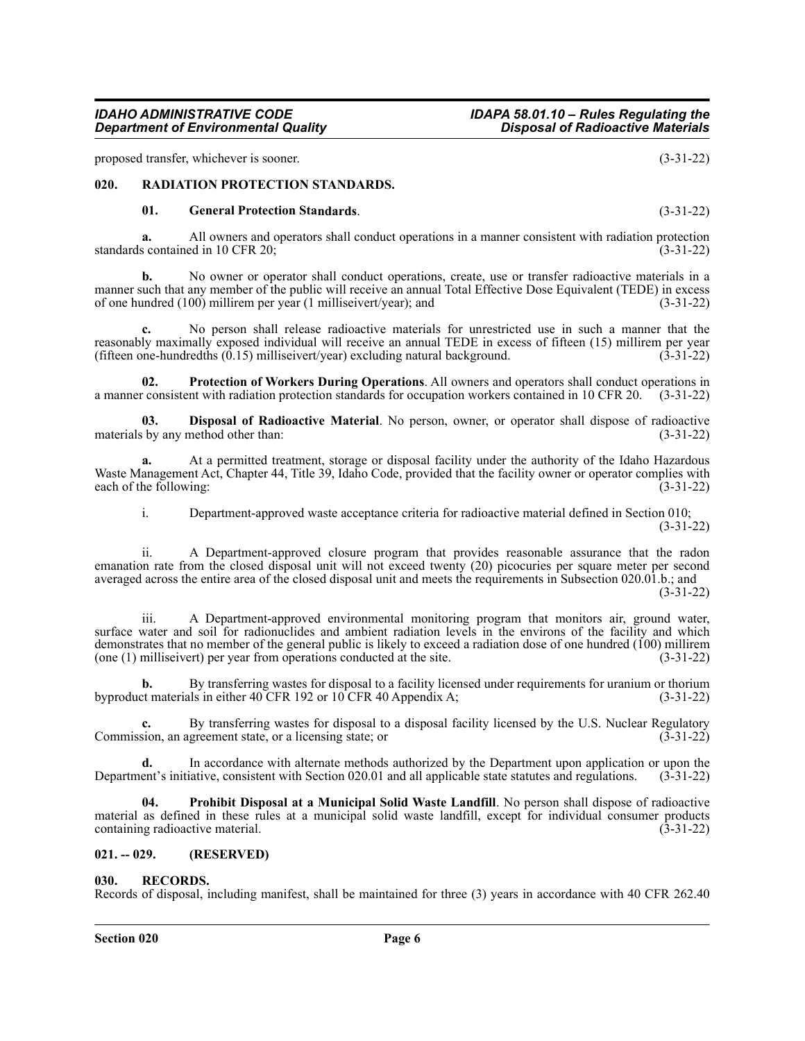proposed transfer, whichever is sooner. (3-31-22)

## 020. RADIATION PROTECTION STANDARDS.

**01. General Protection Standards**. (3-31-22)

**a.** All owners and operators shall conduct operations in a manner consistent with radiation protection standards contained in 10 CFR 20; (3-31-22)

**b.** No owner or operator shall conduct operations, create, use or transfer radioactive materials in a manner such that any member of the public will receive an annual Total Effective Dose Equivalent (TEDE) in excess of one hundred (100) millirem per year (1 millisievert/year); and (3-31-22)

**c.** No person shall release radioactive materials for unrestricted use in such a manner that the reasonably maximally exposed individual will receive an annual TEDE in excess of fifteen (15) millirem per year (fifteen one-hundredths (0.15) millisievert/year) excluding natural background. (3-31-22)

**02. Protection of Workers During Operations**. All owners and operators shall conduct operations in a manner consistent with radiation protection standards for occupation workers contained in 10 CFR 20. (3-31-22)

**03. Disposal of Radioactive Material**. No person, owner, or operator shall dispose of radioactive materials by any method other than: (3-31-22)

**a.** At a permitted treatment, storage or disposal facility under the authority of the Idaho Hazardous Waste Management Act, Chapter 44, Title 39, Idaho Code, provided that the facility owner or operator complies with each of the following: (3-31-22)

i. Department-approved waste acceptance criteria for radioactive material defined in Section 010; (3-31-22)

ii. A Department-approved closure program that provides reasonable assurance that the radon emanation rate from the closed disposal unit will not exceed twenty (20) picocuries per square meter per second averaged across the entire area of the closed disposal unit and meets the requirements in Subsection 020.01.b.; and (3-31-22)

iii. A Department-approved environmental monitoring program that monitors air, ground water, surface water and soil for radionuclides and ambient radiation levels in the environs of the facility and which demonstrates that no member of the general public is likely to exceed a radiation dose of one hundred (100) millirem (one (1) millisievert) per year from operations conducted at the site. (3-31-22)

**b.** By transferring wastes for disposal to a facility licensed under requirements for uranium or thorium byproduct materials in either 40 CFR 192 or 10 CFR 40 Appendix A; (3-31-22)

**c.** By transferring wastes for disposal to a disposal facility licensed by the U.S. Nuclear Regulatory Commission, an agreement state, or a licensing state; or (3-31-22)

**d.** In accordance with alternate methods authorized by the Department upon application or upon the Department's initiative, consistent with Section 020.01 and all applicable state statutes and regulations. (3-31-22)

**04. Prohibit Disposal at a Municipal Solid Waste Landfill**. No person shall dispose of radioactive material as defined in these rules at a municipal solid waste landfill, except for individual consumer products containing radioactive material. (3-31-22)

## 021. -- 029. (RESERVED)

## 030. RECORDS.

Records of disposal, including manifest, shall be maintained for three (3) years in accordance with 40 CFR 262.40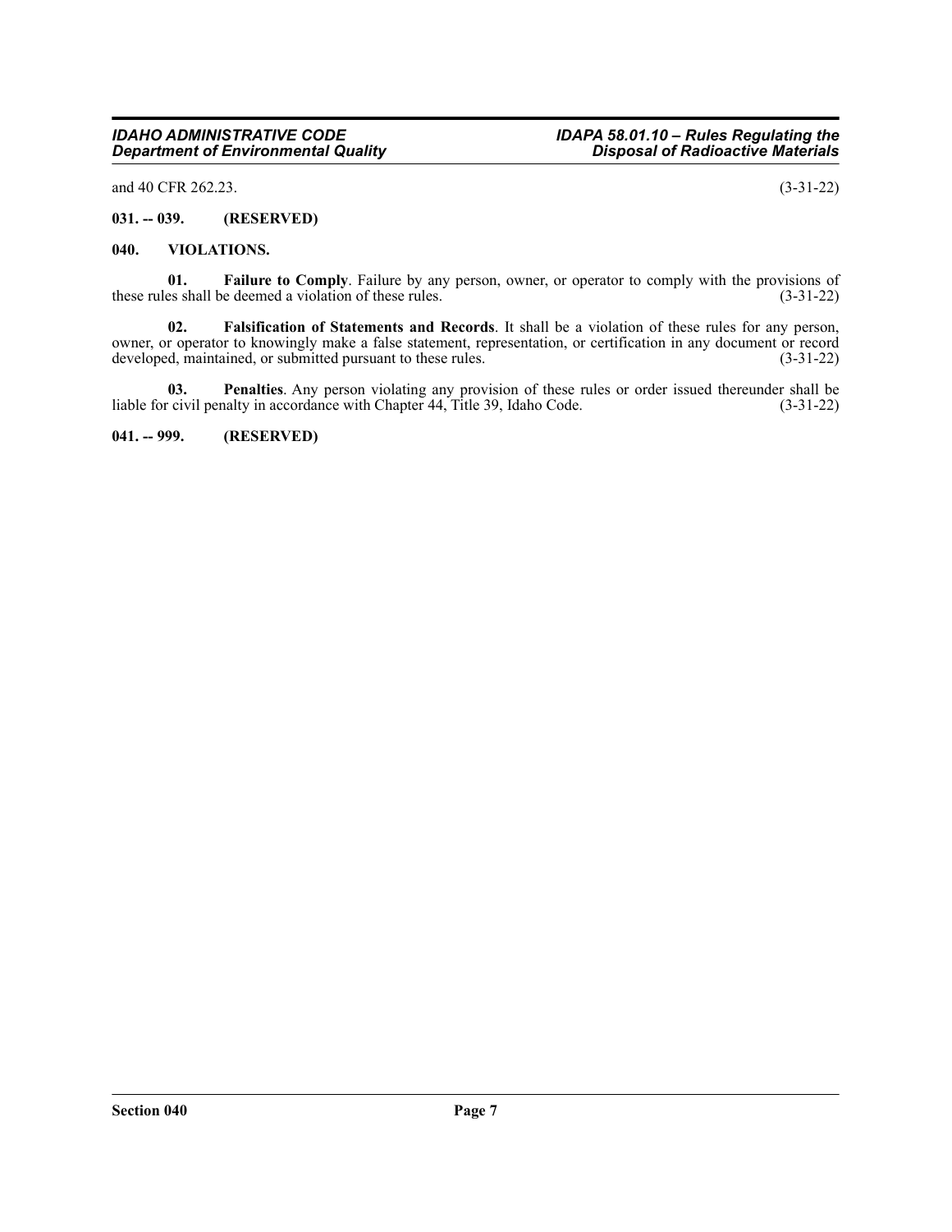and 40 CFR 262.23. (3-31-22)

**031. -- 039. (RESERVED)**

**040. VIOLATIONS.**

**01. Failure to Comply**. Failure by any person, owner, or operator to comply with the provisions of these rules shall be deemed a violation of these rules. (3-31-22)

**02. Falsification of Statements and Records**. It shall be a violation of these rules for any person, owner, or operator to knowingly make a false statement, representation, or certification in any document or record developed, maintained, or submitted pursuant to these rules. (3-31-22)

**03. Penalties**. Any person violating any provision of these rules or order issued thereunder shall be liable for civil penalty in accordance with Chapter 44, Title 39, Idaho Code. (3-31-22)

**041. -- 999. (RESERVED)**